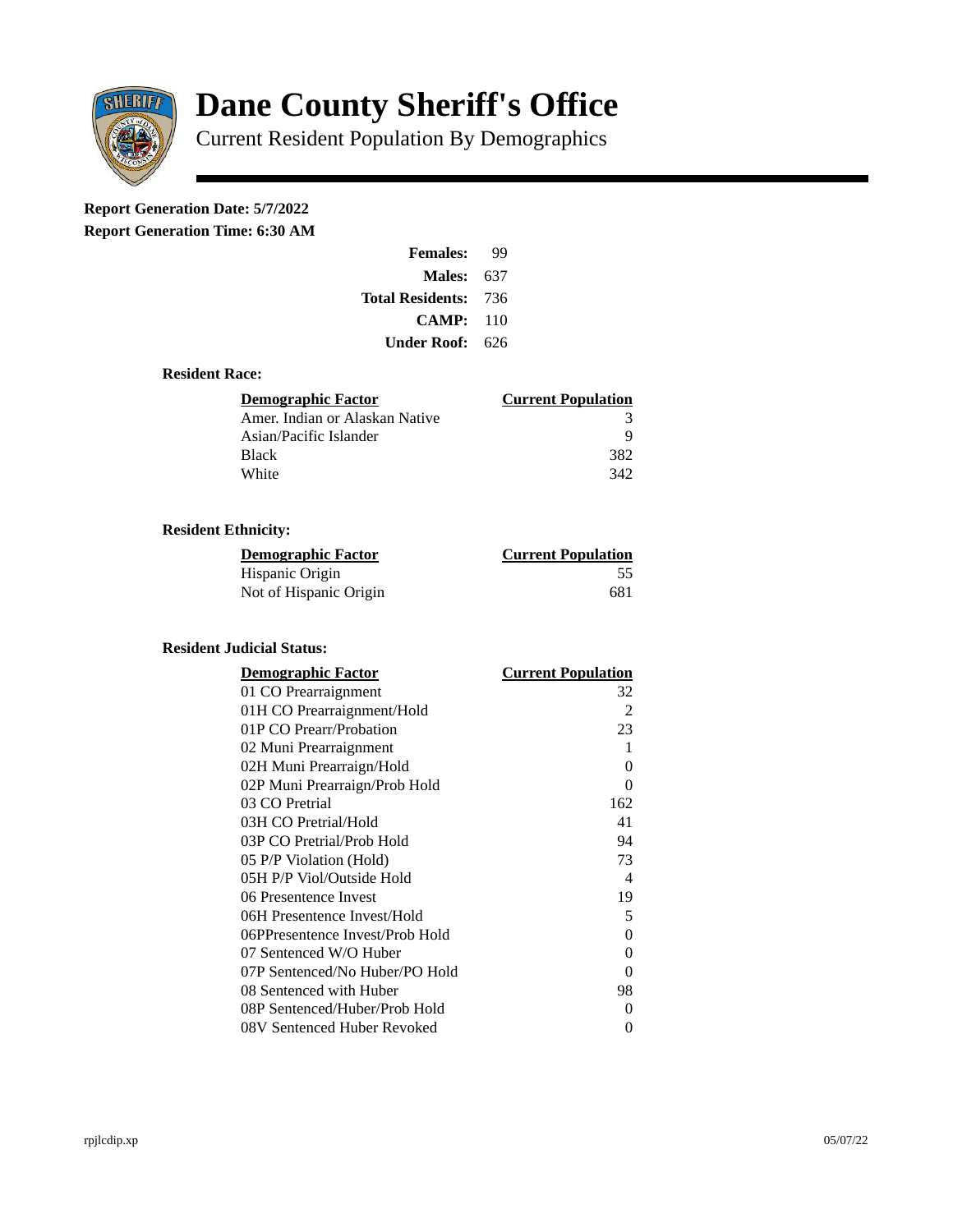# Dane County Sheriff's Office

Current Resident Population By Demographics

**Report Generation Date: 5/7/2022**

**Report Generation Time: 6:30 AM**

| | |
|---|---|
| **Females:** | 99 |
| **Males:** | 637 |
| **Total Residents:** | 736 |
| **CAMP:** | 110 |
| **Under Roof:** | 626 |

### Resident Race:

| Demographic Factor | Current Population |
|---|---|
| Amer. Indian or Alaskan Native | 3 |
| Asian/Pacific Islander | 9 |
| Black | 382 |
| White | 342 |

### Resident Ethnicity:

| Demographic Factor | Current Population |
|---|---|
| Hispanic Origin | 55 |
| Not of Hispanic Origin | 681 |

### Resident Judicial Status:

| Demographic Factor | Current Population |
|---|---|
| 01 CO Prearraignment | 32 |
| 01H CO Prearraignment/Hold | 2 |
| 01P CO Prearr/Probation | 23 |
| 02 Muni Prearraignment | 1 |
| 02H Muni Prearraign/Hold | 0 |
| 02P Muni Prearraign/Prob Hold | 0 |
| 03 CO Pretrial | 162 |
| 03H CO Pretrial/Hold | 41 |
| 03P CO Pretrial/Prob Hold | 94 |
| 05 P/P Violation (Hold) | 73 |
| 05H P/P Viol/Outside Hold | 4 |
| 06 Presentence Invest | 19 |
| 06H Presentence Invest/Hold | 5 |
| 06PPresentence Invest/Prob Hold | 0 |
| 07 Sentenced W/O Huber | 0 |
| 07P Sentenced/No Huber/PO Hold | 0 |
| 08 Sentenced with Huber | 98 |
| 08P Sentenced/Huber/Prob Hold | 0 |
| 08V Sentenced Huber Revoked | 0 |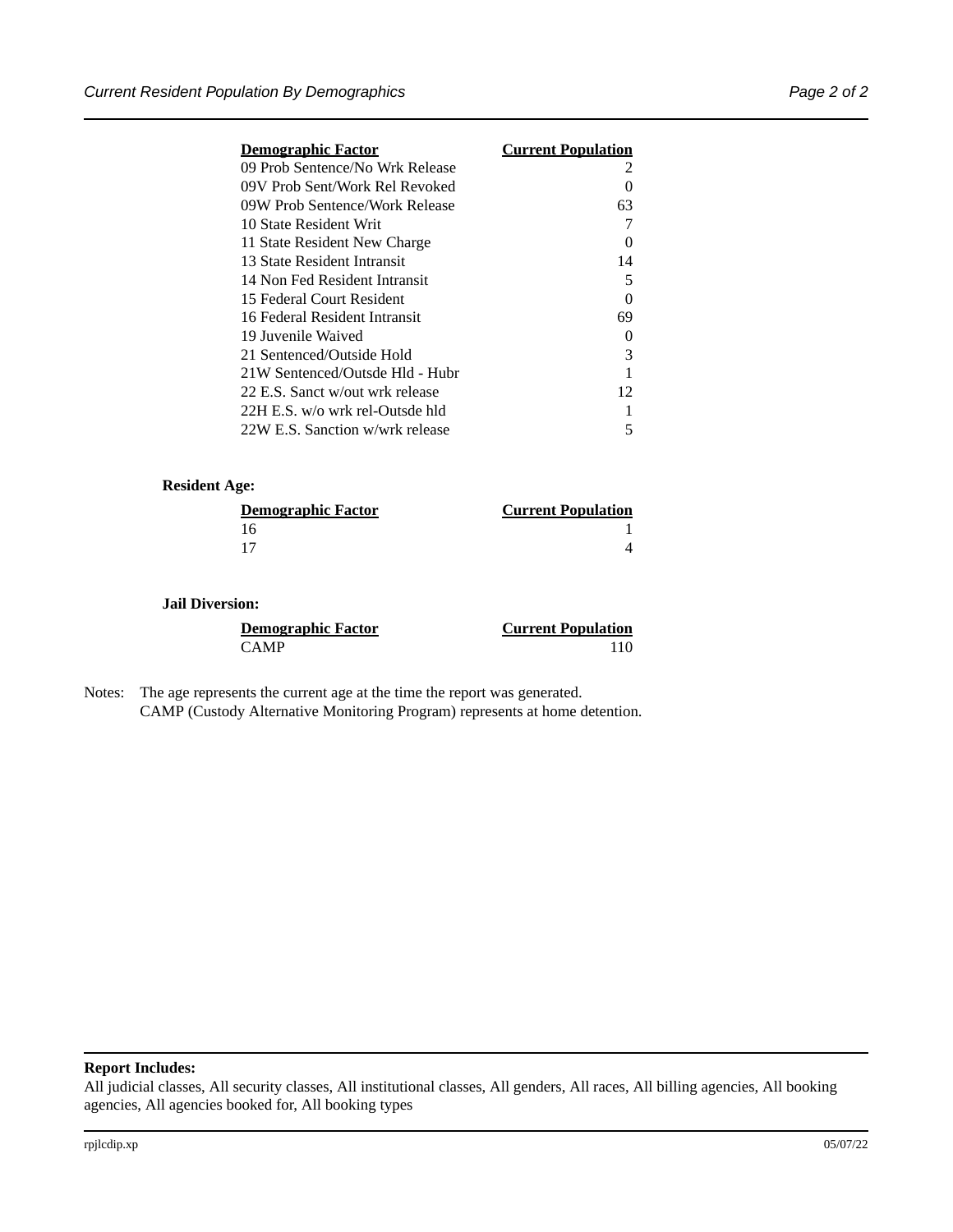| Demographic Factor | Current Population |
|---|---|
| 09 Prob Sentence/No Wrk Release | 2 |
| 09V Prob Sent/Work Rel Revoked | 0 |
| 09W Prob Sentence/Work Release | 63 |
| 10 State Resident Writ | 7 |
| 11 State Resident New Charge | 0 |
| 13 State Resident Intransit | 14 |
| 14 Non Fed Resident Intransit | 5 |
| 15 Federal Court Resident | 0 |
| 16 Federal Resident Intransit | 69 |
| 19 Juvenile Waived | 0 |
| 21 Sentenced/Outside Hold | 3 |
| 21W Sentenced/Outsde Hld - Hubr | 1 |
| 22 E.S. Sanct w/out wrk release | 12 |
| 22H E.S. w/o wrk rel-Outsde hld | 1 |
| 22W E.S. Sanction w/wrk release | 5 |

**Resident Age:**

| Demographic Factor | Current Population |
|---|---|
| 16 | 1 |
| 17 | 4 |

**Jail Diversion:**

| Demographic Factor | Current Population |
|---|---|
| CAMP | 110 |

Notes: The age represents the current age at the time the report was generated.
CAMP (Custody Alternative Monitoring Program) represents at home detention.

**Report Includes:**

All judicial classes, All security classes, All institutional classes, All genders, All races, All billing agencies, All booking agencies, All agencies booked for, All booking types